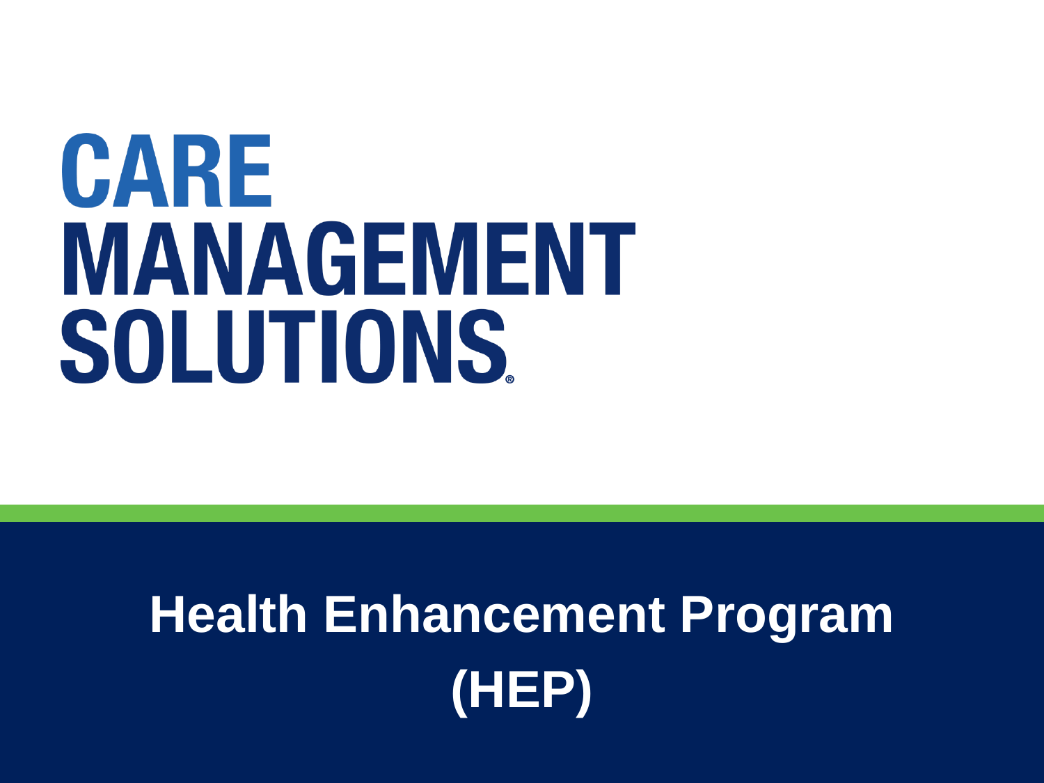CARE
MANAGEMENT
SOLUTIONS®

# Health Enhancement Program (HEP)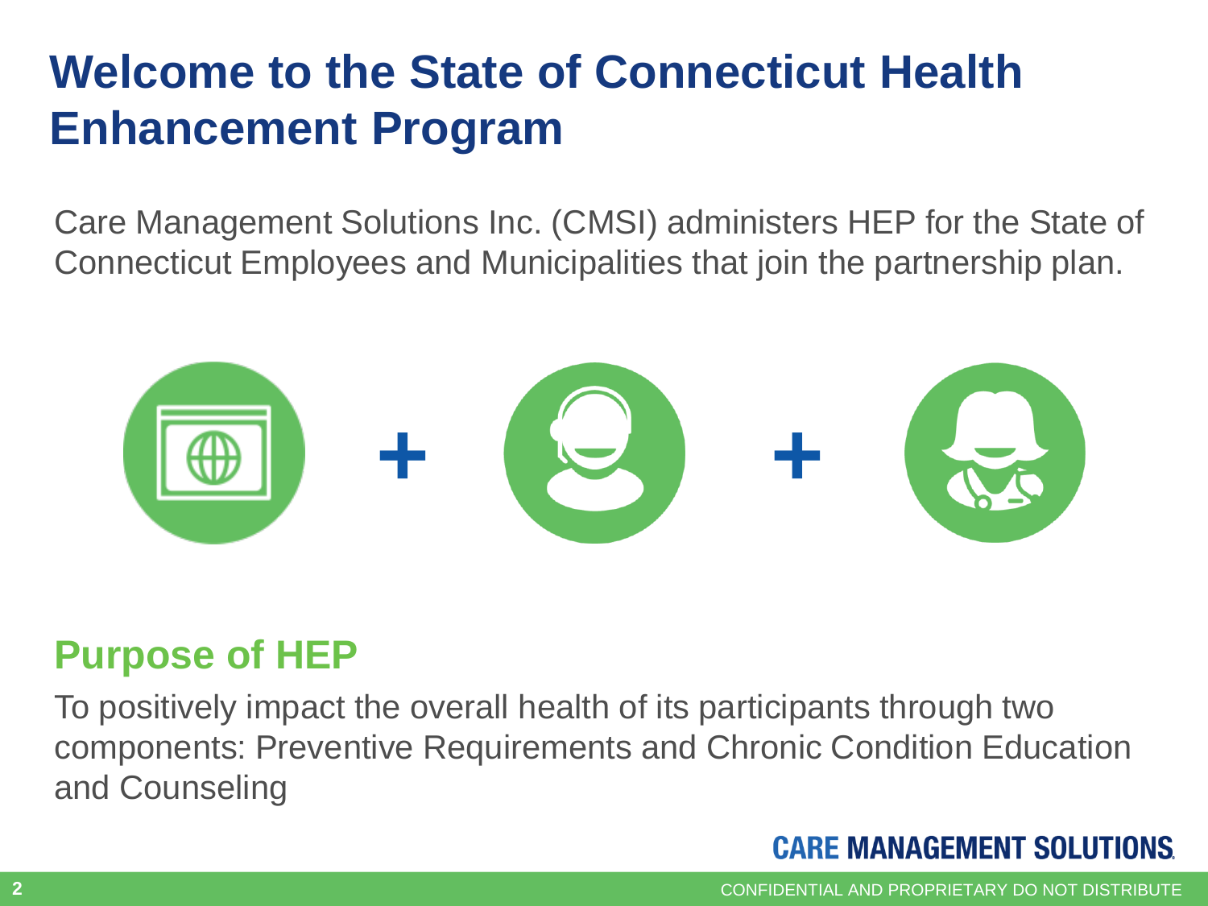# Welcome to the State of Connecticut Health Enhancement Program

Care Management Solutions Inc. (CMSI) administers HEP for the State of Connecticut Employees and Municipalities that join the partnership plan.

## Purpose of HEP

To positively impact the overall health of its participants through two components: Preventive Requirements and Chronic Condition Education and Counseling

CARE MANAGEMENT SOLUTIONS

CONFIDENTIAL AND PROPRIETARY DO NOT DISTRIBUTE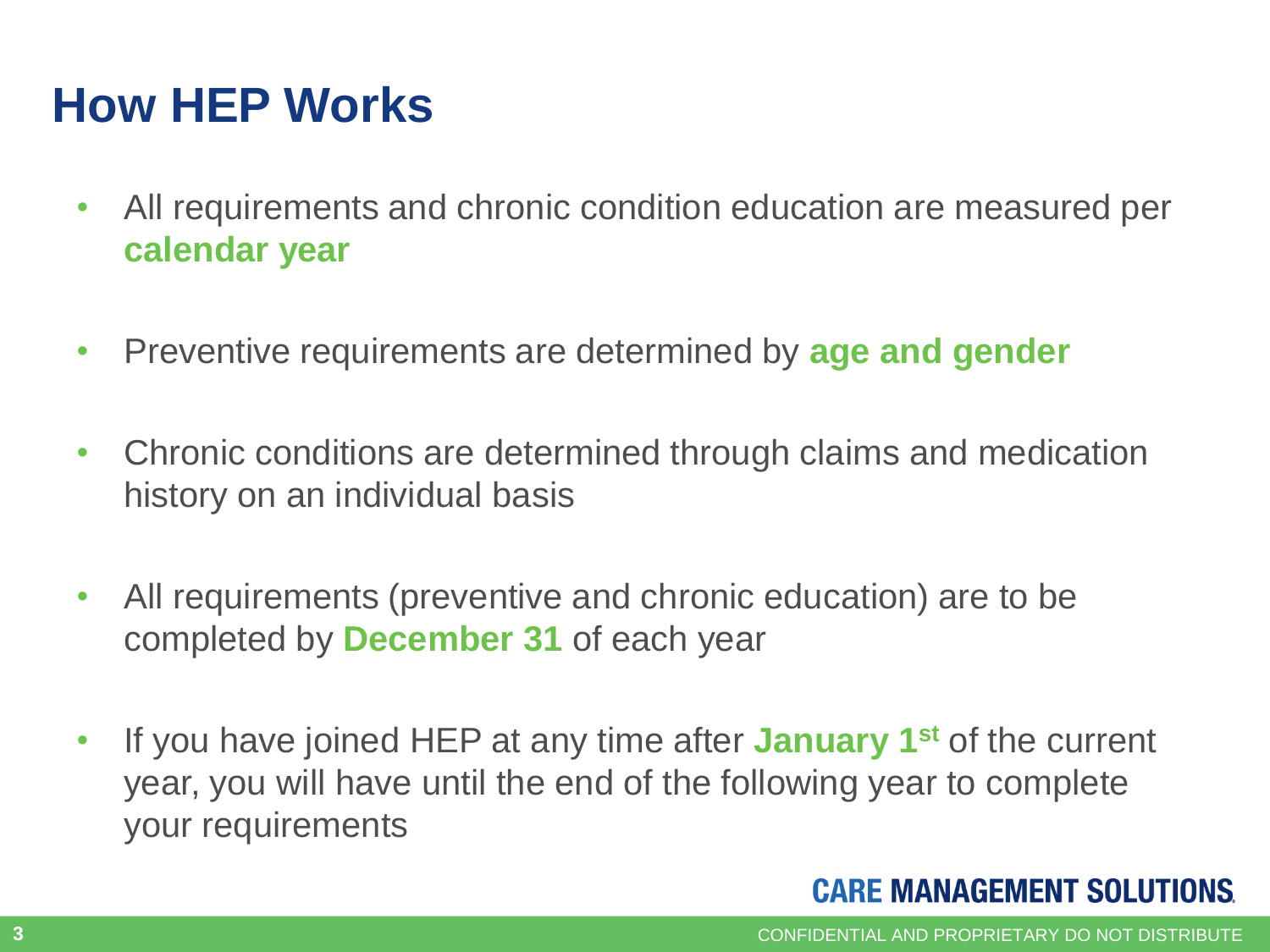# How HEP Works

- All requirements and chronic condition education are measured per **calendar year**
- Preventive requirements are determined by **age and gender**
- Chronic conditions are determined through claims and medication history on an individual basis
- All requirements (preventive and chronic education) are to be completed by **December 31** of each year
- If you have joined HEP at any time after **January 1st** of the current year, you will have until the end of the following year to complete your requirements

CARE MANAGEMENT SOLUTIONS

CONFIDENTIAL AND PROPRIETARY DO NOT DISTRIBUTE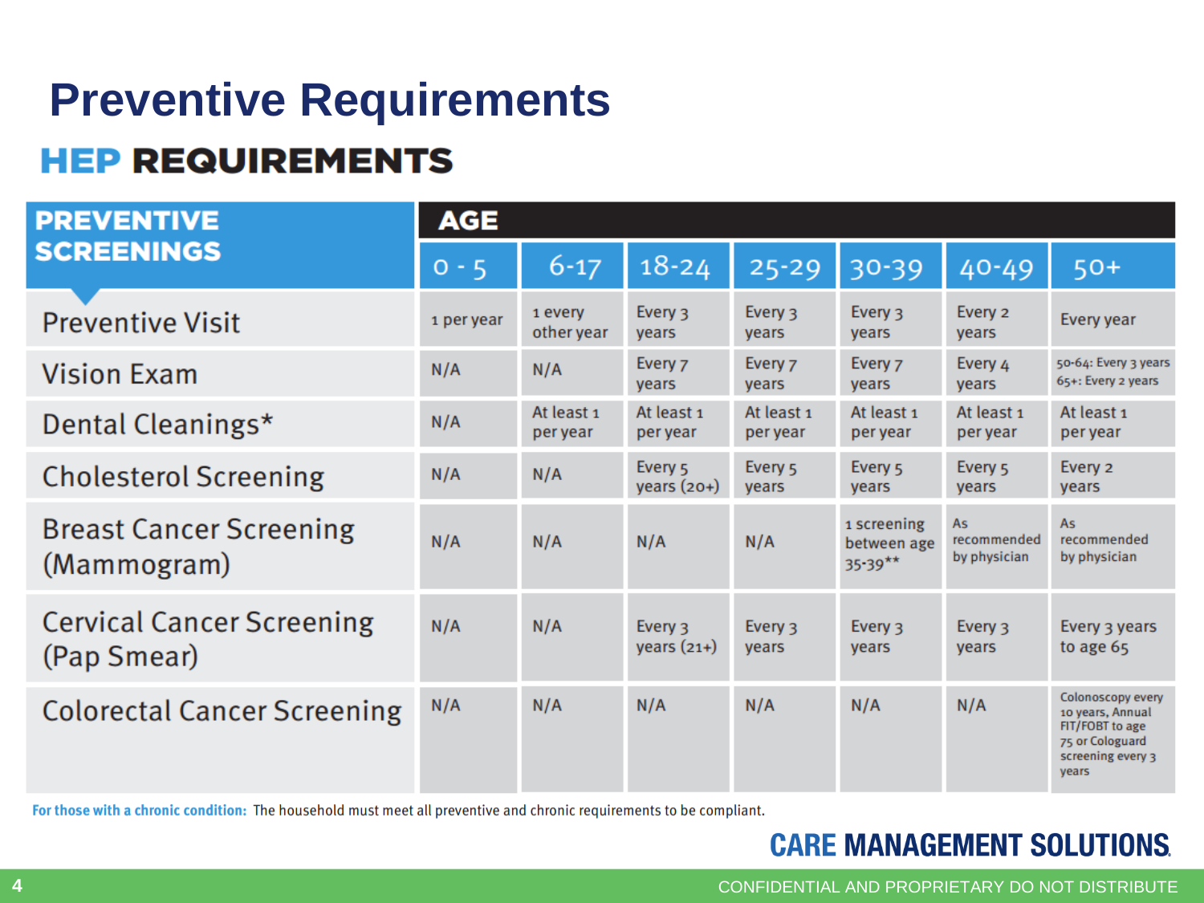# Preventive Requirements

## HEP REQUIREMENTS

| PREVENTIVE SCREENINGS | AGE | | | | | | |
|---|---|---|---|---|---|---|---|
| | 0 - 5 | 6-17 | 18-24 | 25-29 | 30-39 | 40-49 | 50+ |
| Preventive Visit | 1 per year | 1 every other year | Every 3 years | Every 3 years | Every 3 years | Every 2 years | Every year |
| Vision Exam | N/A | N/A | Every 7 years | Every 7 years | Every 7 years | Every 4 years | 50-64: Every 3 years 65+: Every 2 years |
| Dental Cleanings* | N/A | At least 1 per year | At least 1 per year | At least 1 per year | At least 1 per year | At least 1 per year | At least 1 per year |
| Cholesterol Screening | N/A | N/A | Every 5 years (20+) | Every 5 years | Every 5 years | Every 5 years | Every 2 years |
| Breast Cancer Screening (Mammogram) | N/A | N/A | N/A | N/A | 1 screening between age 35-39** | As recommended by physician | As recommended by physician |
| Cervical Cancer Screening (Pap Smear) | N/A | N/A | Every 3 years (21+) | Every 3 years | Every 3 years | Every 3 years | Every 3 years to age 65 |
| Colorectal Cancer Screening | N/A | N/A | N/A | N/A | N/A | N/A | Colonoscopy every 10 years, Annual FIT/FOBT to age 75 or Cologuard screening every 3 years |

**For those with a chronic condition:** The household must meet all preventive and chronic requirements to be compliant.

CARE MANAGEMENT SOLUTIONS

CONFIDENTIAL AND PROPRIETARY DO NOT DISTRIBUTE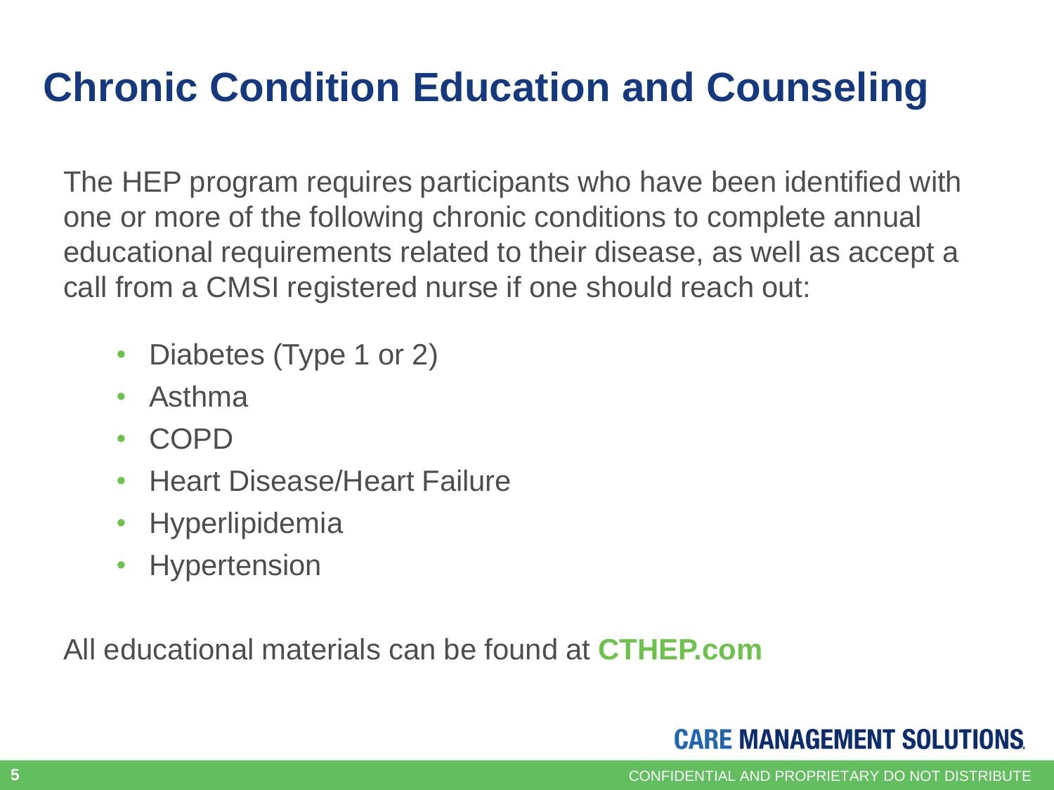# Chronic Condition Education and Counseling

The HEP program requires participants who have been identified with one or more of the following chronic conditions to complete annual educational requirements related to their disease, as well as accept a call from a CMSI registered nurse if one should reach out:

- Diabetes (Type 1 or 2)
- Asthma
- COPD
- Heart Disease/Heart Failure
- Hyperlipidemia
- Hypertension

All educational materials can be found at **CTHEP.com**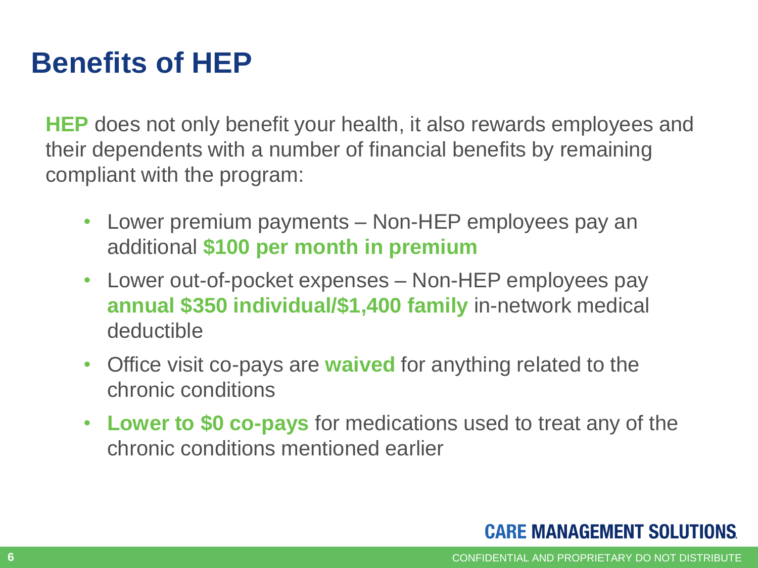# Benefits of HEP

**HEP** does not only benefit your health, it also rewards employees and their dependents with a number of financial benefits by remaining compliant with the program:

- Lower premium payments – Non-HEP employees pay an additional **$100 per month in premium**
- Lower out-of-pocket expenses – Non-HEP employees pay **annual $350 individual/$1,400 family** in-network medical deductible
- Office visit co-pays are **waived** for anything related to the chronic conditions
- **Lower to $0 co-pays** for medications used to treat any of the chronic conditions mentioned earlier

CARE MANAGEMENT SOLUTIONS

CONFIDENTIAL AND PROPRIETARY DO NOT DISTRIBUTE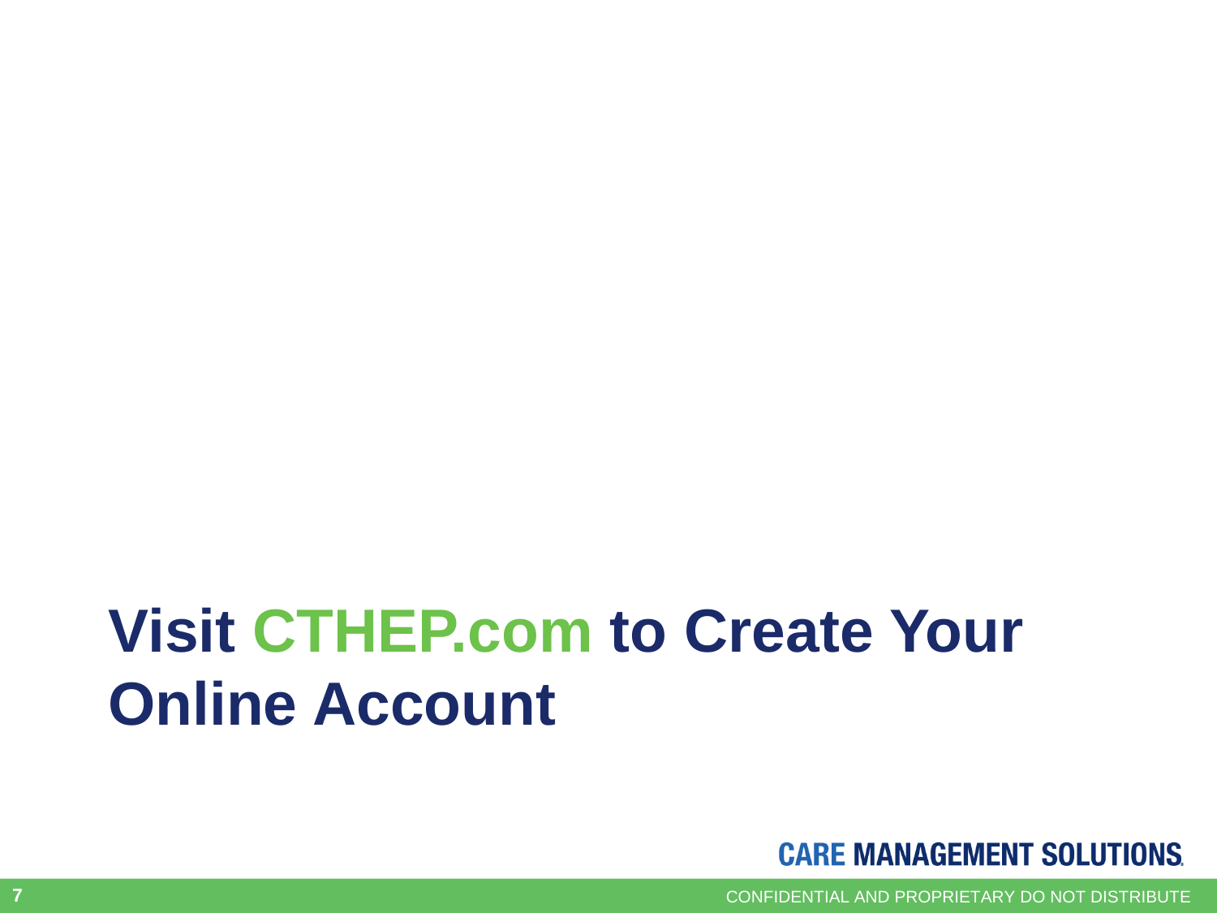# Visit CTHEP.com to Create Your Online Account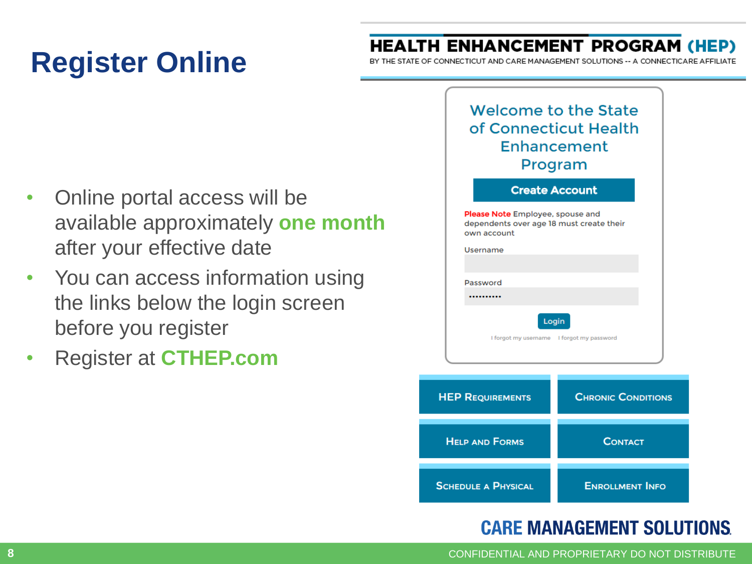# Register Online

- Online portal access will be available approximately **one month** after your effective date
- You can access information using the links below the login screen before you register
- Register at **CTHEP.com**

**HEALTH ENHANCEMENT PROGRAM (HEP)**

BY THE STATE OF CONNECTICUT AND CARE MANAGEMENT SOLUTIONS -- A CONNECTICARE AFFILIATE

Welcome to the State of Connecticut Health Enhancement Program

Create Account

**Please Note** Employee, spouse and dependents over age 18 must create their own account

Username

Password

Login

I forgot my username | I forgot my password

HEP REQUIREMENTS | CHRONIC CONDITIONS

HELP AND FORMS | CONTACT

SCHEDULE A PHYSICAL | ENROLLMENT INFO

CARE MANAGEMENT SOLUTIONS

CONFIDENTIAL AND PROPRIETARY DO NOT DISTRIBUTE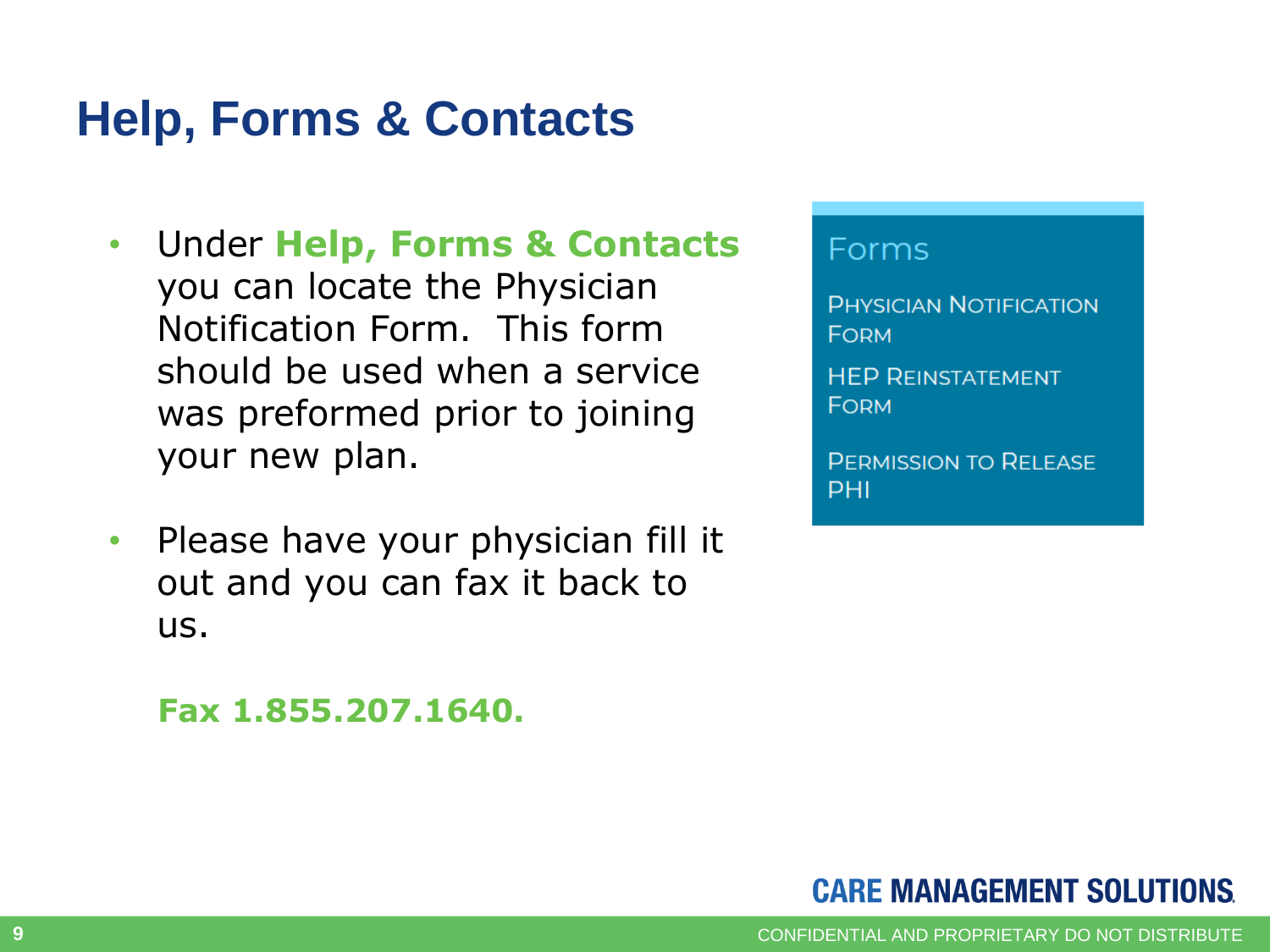# Help, Forms & Contacts

- Under **Help, Forms & Contacts** you can locate the Physician Notification Form. This form should be used when a service was preformed prior to joining your new plan.
- Please have your physician fill it out and you can fax it back to us.

**Fax 1.855.207.1640.**

**Forms**

- PHYSICIAN NOTIFICATION FORM
- HEP REINSTATEMENT FORM
- PERMISSION TO RELEASE PHI

CARE MANAGEMENT SOLUTIONS

CONFIDENTIAL AND PROPRIETARY DO NOT DISTRIBUTE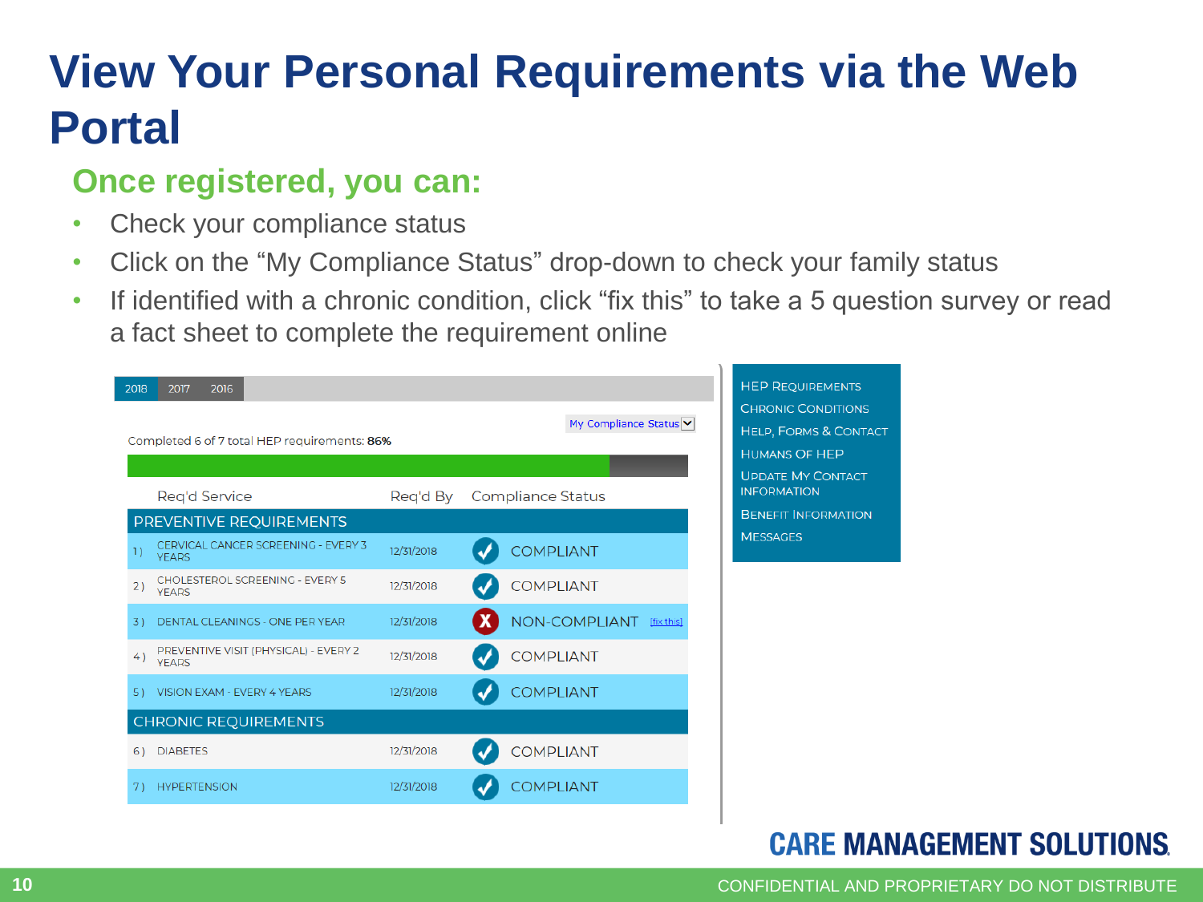# View Your Personal Requirements via the Web Portal

## Once registered, you can:

- Check your compliance status
- Click on the “My Compliance Status” drop-down to check your family status
- If identified with a chronic condition, click “fix this” to take a 5 question survey or read a fact sheet to complete the requirement online

2018 | 2017 | 2016

My Compliance Status

Completed 6 of 7 total HEP requirements: **86%**

| | Req'd Service | Req'd By | Compliance Status |
|---|---|---|---|
| **PREVENTIVE REQUIREMENTS** | | | |
| 1) | CERVICAL CANCER SCREENING - EVERY 3 YEARS | 12/31/2018 | COMPLIANT |
| 2) | CHOLESTEROL SCREENING - EVERY 5 YEARS | 12/31/2018 | COMPLIANT |
| 3) | DENTAL CLEANINGS - ONE PER YEAR | 12/31/2018 | NON-COMPLIANT [fix this] |
| 4) | PREVENTIVE VISIT (PHYSICAL) - EVERY 2 YEARS | 12/31/2018 | COMPLIANT |
| 5) | VISION EXAM - EVERY 4 YEARS | 12/31/2018 | COMPLIANT |
| **CHRONIC REQUIREMENTS** | | | |
| 6) | DIABETES | 12/31/2018 | COMPLIANT |
| 7) | HYPERTENSION | 12/31/2018 | COMPLIANT |

- HEP Requirements
- Chronic Conditions
- Help, Forms & Contact
- Humans of HEP
- Update My Contact Information
- Benefit Information
- Messages

CARE MANAGEMENT SOLUTIONS

CONFIDENTIAL AND PROPRIETARY DO NOT DISTRIBUTE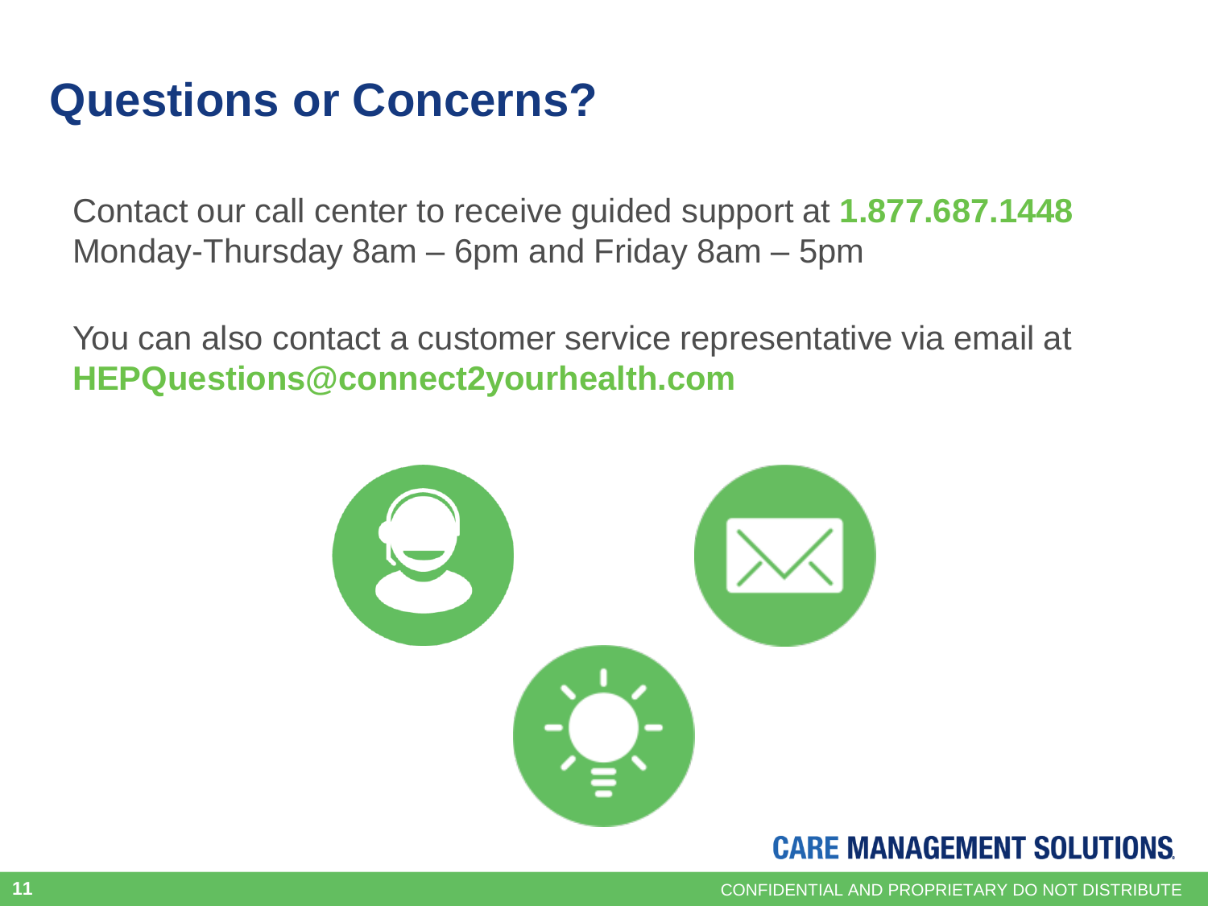# Questions or Concerns?

Contact our call center to receive guided support at **1.877.687.1448**
Monday-Thursday 8am – 6pm and Friday 8am – 5pm

You can also contact a customer service representative via email at
**HEPQuestions@connect2yourhealth.com**

CARE MANAGEMENT SOLUTIONS

CONFIDENTIAL AND PROPRIETARY DO NOT DISTRIBUTE